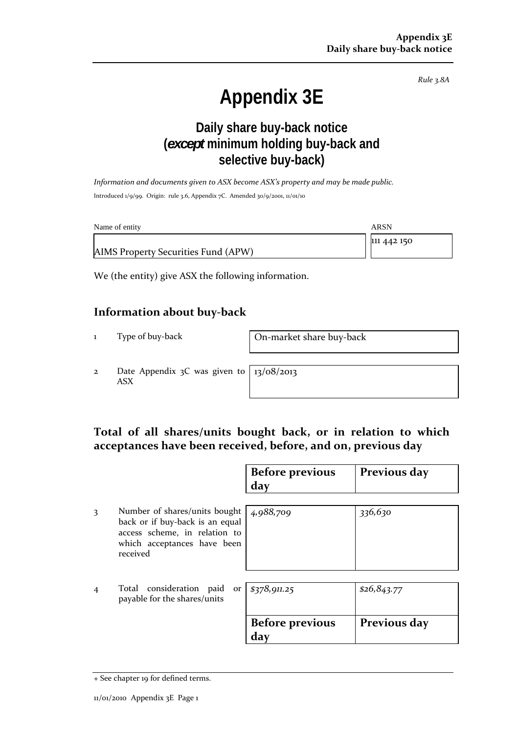*Rule 3.8A*

# Appendix 3E

## Daily share buy-back notice (*except* minimum holding buy-back and selective buy-back)

*Information and documents given to ASX become ASX's property and may be made public.*

Introduced 1/9/99. Origin: rule 3.6, Appendix 7C. Amended 30/9/2001, 11/01/10

| Name of entity | ARSN |
|---|---|
| AIMS Property Securities Fund (APW) | 111 442 150 |

We (the entity) give ASX the following information.

## Information about buy-back

| | | |
|---|---|---|
| 1 | Type of buy-back | On-market share buy-back |
| 2 | Date Appendix 3C was given to ASX | 13/08/2013 |

## Total of all shares/units bought back, or in relation to which acceptances have been received, before, and on, previous day

| | | Before previous day | Previous day |
|---|---|---|---|
| 3 | Number of shares/units bought back or if buy-back is an equal access scheme, in relation to which acceptances have been received | *4,988,709* | *336,630* |
| 4 | Total consideration paid or payable for the shares/units | *$378,911.25* | *$26,843.77* |
| | | **Before previous day** | **Previous day** |

+ See chapter 19 for defined terms.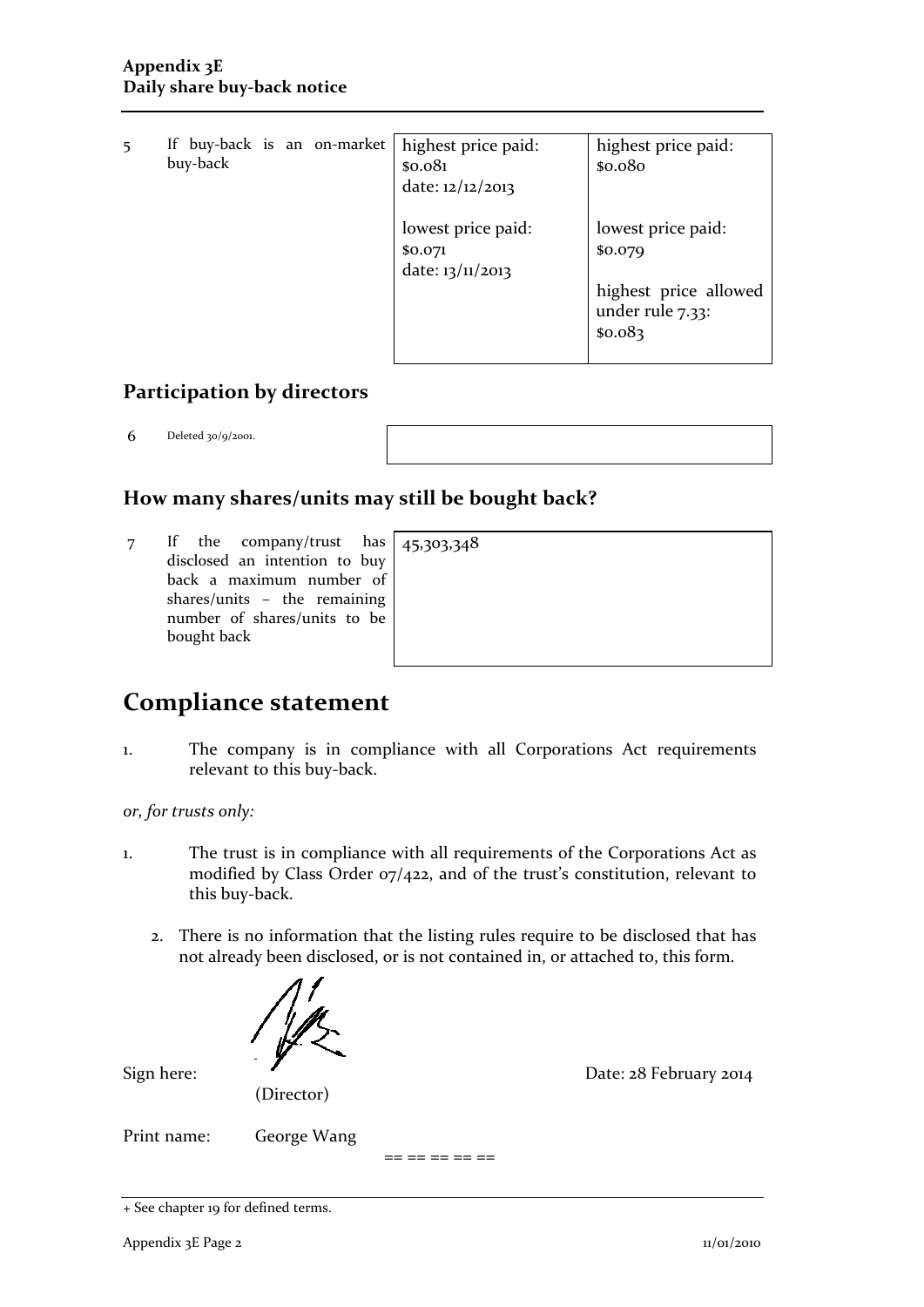**Appendix 3E**
**Daily share buy-back notice**

| | | | |
|---|---|---|---|
| 5 | If buy-back is an on-market buy-back | highest price paid: $0.081 date: 12/12/2013<br><br>lowest price paid: $0.071 date: 13/11/2013 | highest price paid: $0.080<br><br>lowest price paid: $0.079<br><br>highest price allowed under rule 7.33: $0.083 |

## Participation by directors

| | | |
|---|---|---|
| 6 | Deleted 30/9/2001. | |

## How many shares/units may still be bought back?

| | | |
|---|---|---|
| 7 | If the company/trust has disclosed an intention to buy back a maximum number of shares/units – the remaining number of shares/units to be bought back | 45,303,348 |

# Compliance statement

1. The company is in compliance with all Corporations Act requirements relevant to this buy-back.

*or, for trusts only:*

1. The trust is in compliance with all requirements of the Corporations Act as modified by Class Order 07/422, and of the trust's constitution, relevant to this buy-back.

2. There is no information that the listing rules require to be disclosed that has not already been disclosed, or is not contained in, or attached to, this form.

Sign here: (Director) Date: 28 February 2014

Print name: George Wang

== == == == ==

+ See chapter 19 for defined terms.